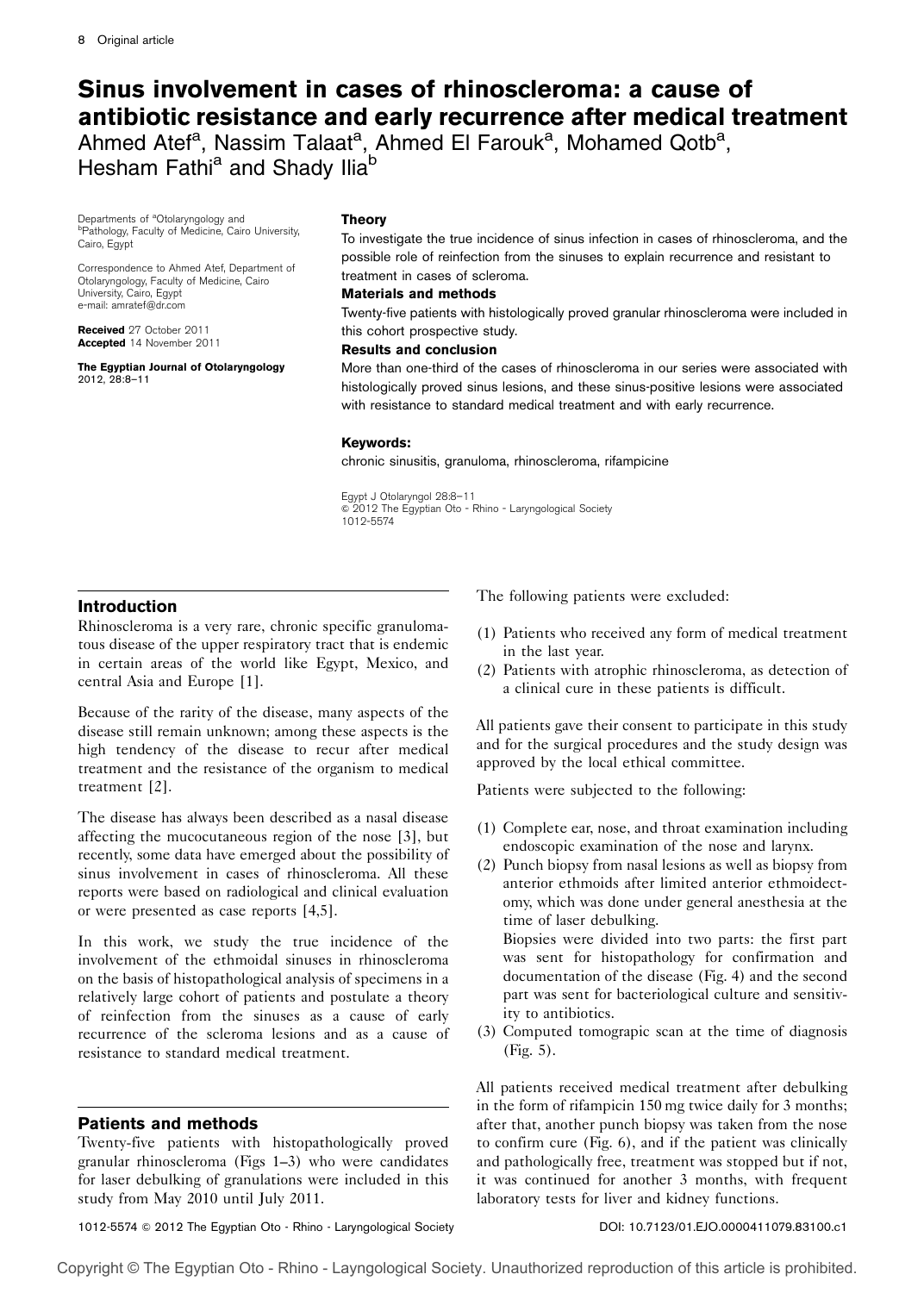# Sinus involvement in cases of rhinoscleroma: a cause of antibiotic resistance and early recurrence after medical treatment

Ahmed Atef[a], Nassim Talaat[a], Ahmed El Farouk[a], Mohamed Qotb[a], Hesham Fathi[a] and Shady Ilia[b]

Departments of [a]Otolaryngology and [b]Pathology, Faculty of Medicine, Cairo University, Cairo, Egypt

Correspondence to Ahmed Atef, Department of Otolaryngology, Faculty of Medicine, Cairo University, Cairo, Egypt
e-mail: amratef@dr.com

**Received** 27 October 2011
**Accepted** 14 November 2011

**The Egyptian Journal of Otolaryngology**
2012, 28:8–11

### Theory

To investigate the true incidence of sinus infection in cases of rhinoscleroma, and the possible role of reinfection from the sinuses to explain recurrence and resistant to treatment in cases of scleroma.

### Materials and methods

Twenty-five patients with histologically proved granular rhinoscleroma were included in this cohort prospective study.

### Results and conclusion

More than one-third of the cases of rhinoscleroma in our series were associated with histologically proved sinus lesions, and these sinus-positive lesions were associated with resistance to standard medical treatment and with early recurrence.

### Keywords:

chronic sinusitis, granuloma, rhinoscleroma, rifampicine

Egypt J Otolaryngol 28:8–11
© 2012 The Egyptian Oto - Rhino - Laryngological Society
1012-5574

## Introduction

Rhinoscleroma is a very rare, chronic specific granulomatous disease of the upper respiratory tract that is endemic in certain areas of the world like Egypt, Mexico, and central Asia and Europe [1].

Because of the rarity of the disease, many aspects of the disease still remain unknown; among these aspects is the high tendency of the disease to recur after medical treatment and the resistance of the organism to medical treatment [2].

The disease has always been described as a nasal disease affecting the mucocutaneous region of the nose [3], but recently, some data have emerged about the possibility of sinus involvement in cases of rhinoscleroma. All these reports were based on radiological and clinical evaluation or were presented as case reports [4,5].

In this work, we study the true incidence of the involvement of the ethmoidal sinuses in rhinoscleroma on the basis of histopathological analysis of specimens in a relatively large cohort of patients and postulate a theory of reinfection from the sinuses as a cause of early recurrence of the scleroma lesions and as a cause of resistance to standard medical treatment.

## Patients and methods

Twenty-five patients with histopathologically proved granular rhinoscleroma (Figs 1–3) who were candidates for laser debulking of granulations were included in this study from May 2010 until July 2011.

The following patients were excluded:

(1) Patients who received any form of medical treatment in the last year.
(2) Patients with atrophic rhinoscleroma, as detection of a clinical cure in these patients is difficult.

All patients gave their consent to participate in this study and for the surgical procedures and the study design was approved by the local ethical committee.

Patients were subjected to the following:

(1) Complete ear, nose, and throat examination including endoscopic examination of the nose and larynx.
(2) Punch biopsy from nasal lesions as well as biopsy from anterior ethmoids after limited anterior ethmoidectomy, which was done under general anesthesia at the time of laser debulking.
    Biopsies were divided into two parts: the first part was sent for histopathology for confirmation and documentation of the disease (Fig. 4) and the second part was sent for bacteriological culture and sensitivity to antibiotics.
(3) Computed tomograpic scan at the time of diagnosis (Fig. 5).

All patients received medical treatment after debulking in the form of rifampicin 150 mg twice daily for 3 months; after that, another punch biopsy was taken from the nose to confirm cure (Fig. 6), and if the patient was clinically and pathologically free, treatment was stopped but if not, it was continued for another 3 months, with frequent laboratory tests for liver and kidney functions.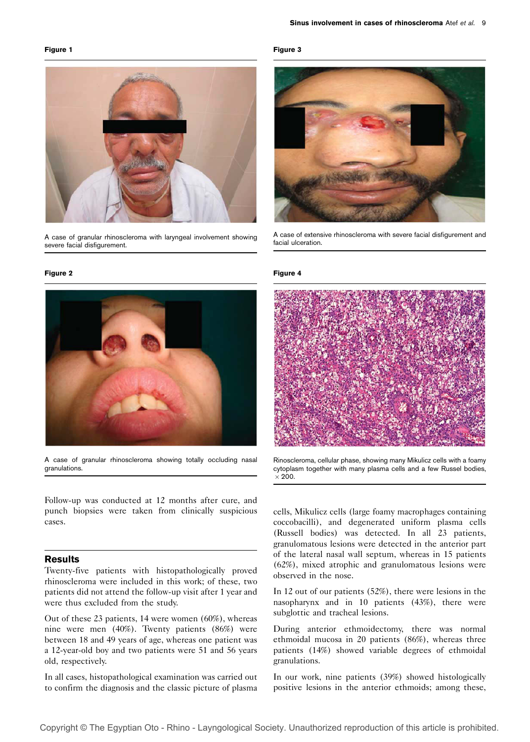**Figure 1**

A case of granular rhinoscleroma with laryngeal involvement showing severe facial disfigurement.

**Figure 2**

A case of granular rhinoscleroma showing totally occluding nasal granulations.

**Figure 3**

A case of extensive rhinoscleroma with severe facial disfigurement and facial ulceration.

**Figure 4**

Rinoscleroma, cellular phase, showing many Mikulicz cells with a foamy cytoplasm together with many plasma cells and a few Russel bodies, × 200.

Follow-up was conducted at 12 months after cure, and punch biopsies were taken from clinically suspicious cases.

## Results

Twenty-five patients with histopathologically proved rhinoscleroma were included in this work; of these, two patients did not attend the follow-up visit after 1 year and were thus excluded from the study.

Out of these 23 patients, 14 were women (60%), whereas nine were men (40%). Twenty patients (86%) were between 18 and 49 years of age, whereas one patient was a 12-year-old boy and two patients were 51 and 56 years old, respectively.

In all cases, histopathological examination was carried out to confirm the diagnosis and the classic picture of plasma cells, Mikulicz cells (large foamy macrophages containing coccobacilli), and degenerated uniform plasma cells (Russell bodies) was detected. In all 23 patients, granulomatous lesions were detected in the anterior part of the lateral nasal wall septum, whereas in 15 patients (62%), mixed atrophic and granulomatous lesions were observed in the nose.

In 12 out of our patients (52%), there were lesions in the nasopharynx and in 10 patients (43%), there were subglottic and tracheal lesions.

During anterior ethmoidectomy, there was normal ethmoidal mucosa in 20 patients (86%), whereas three patients (14%) showed variable degrees of ethmoidal granulations.

In our work, nine patients (39%) showed histologically positive lesions in the anterior ethmoids; among these,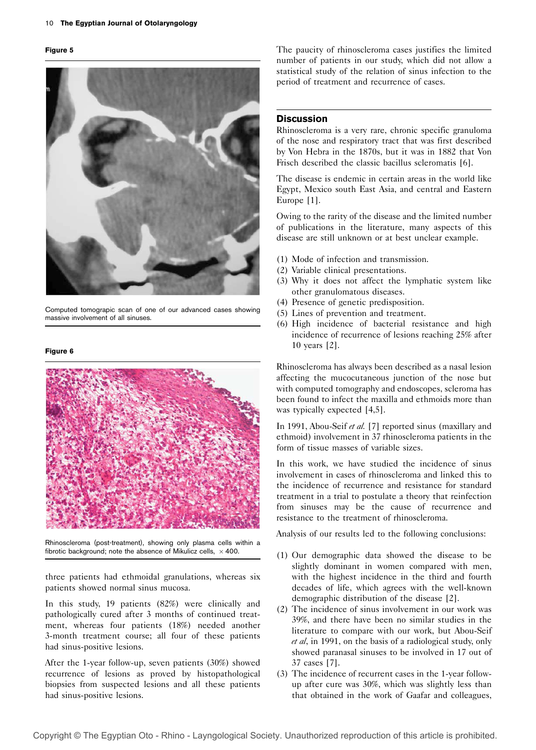**Figure 5**

Computed tomograpic scan of one of our advanced cases showing massive involvement of all sinuses.

**Figure 6**

Rhinoscleroma (post-treatment), showing only plasma cells within a fibrotic background; note the absence of Mikulicz cells, × 400.

three patients had ethmoidal granulations, whereas six patients showed normal sinus mucosa.

In this study, 19 patients (82%) were clinically and pathologically cured after 3 months of continued treatment, whereas four patients (18%) needed another 3-month treatment course; all four of these patients had sinus-positive lesions.

After the 1-year follow-up, seven patients (30%) showed recurrence of lesions as proved by histopathological biopsies from suspected lesions and all these patients had sinus-positive lesions.

The paucity of rhinoscleroma cases justifies the limited number of patients in our study, which did not allow a statistical study of the relation of sinus infection to the period of treatment and recurrence of cases.

## Discussion

Rhinoscleroma is a very rare, chronic specific granuloma of the nose and respiratory tract that was first described by Von Hebra in the 1870s, but it was in 1882 that Von Frisch described the classic bacillus scleromatis [6].

The disease is endemic in certain areas in the world like Egypt, Mexico south East Asia, and central and Eastern Europe [1].

Owing to the rarity of the disease and the limited number of publications in the literature, many aspects of this disease are still unknown or at best unclear example.

(1) Mode of infection and transmission.
(2) Variable clinical presentations.
(3) Why it does not affect the lymphatic system like other granulomatous diseases.
(4) Presence of genetic predisposition.
(5) Lines of prevention and treatment.
(6) High incidence of bacterial resistance and high incidence of recurrence of lesions reaching 25% after 10 years [2].

Rhinoscleroma has always been described as a nasal lesion affecting the mucocutaneous junction of the nose but with computed tomography and endoscopes, scleroma has been found to infect the maxilla and ethmoids more than was typically expected [4,5].

In 1991, Abou-Seif *et al.* [7] reported sinus (maxillary and ethmoid) involvement in 37 rhinoscleroma patients in the form of tissue masses of variable sizes.

In this work, we have studied the incidence of sinus involvement in cases of rhinoscleroma and linked this to the incidence of recurrence and resistance for standard treatment in a trial to postulate a theory that reinfection from sinuses may be the cause of recurrence and resistance to the treatment of rhinoscleroma.

Analysis of our results led to the following conclusions:

(1) Our demographic data showed the disease to be slightly dominant in women compared with men, with the highest incidence in the third and fourth decades of life, which agrees with the well-known demographic distribution of the disease [2].
(2) The incidence of sinus involvement in our work was 39%, and there have been no similar studies in the literature to compare with our work, but Abou-Seif *et al*, in 1991, on the basis of a radiological study, only showed paranasal sinuses to be involved in 17 out of 37 cases [7].
(3) The incidence of recurrent cases in the 1-year follow-up after cure was 30%, which was slightly less than that obtained in the work of Gaafar and colleagues,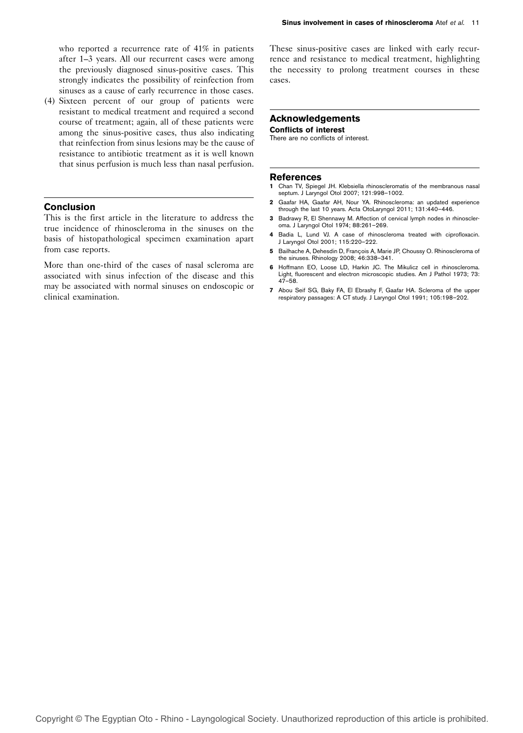who reported a recurrence rate of 41% in patients after 1–3 years. All our recurrent cases were among the previously diagnosed sinus-positive cases. This strongly indicates the possibility of reinfection from sinuses as a cause of early recurrence in those cases.

(4) Sixteen percent of our group of patients were resistant to medical treatment and required a second course of treatment; again, all of these patients were among the sinus-positive cases, thus also indicating that reinfection from sinus lesions may be the cause of resistance to antibiotic treatment as it is well known that sinus perfusion is much less than nasal perfusion.

## Conclusion

This is the first article in the literature to address the true incidence of rhinoscleroma in the sinuses on the basis of histopathological specimen examination apart from case reports.

More than one-third of the cases of nasal scleroma are associated with sinus infection of the disease and this may be associated with normal sinuses on endoscopic or clinical examination.

These sinus-positive cases are linked with early recurrence and resistance to medical treatment, highlighting the necessity to prolong treatment courses in these cases.

## Acknowledgements

**Conflicts of interest**

There are no conflicts of interest.

## References

1. Chan TV, Spiegel JH. Klebsiella rhinoscleromatis of the membranous nasal septum. J Laryngol Otol 2007; 121:998–1002.
2. Gaafar HA, Gaafar AH, Nour YA. Rhinoscleroma: an updated experience through the last 10 years. Acta OtoLaryngol 2011; 131:440–446.
3. Badrawy R, El Shennawy M. Affection of cervical lymph nodes in rhinoscleroma. J Laryngol Otol 1974; 88:261–269.
4. Badia L, Lund VJ. A case of rhinoscleroma treated with ciprofloxacin. J Laryngol Otol 2001; 115:220–222.
5. Bailhache A, Dehesdin D, François A, Marie JP, Choussy O. Rhinoscleroma of the sinuses. Rhinology 2008; 46:338–341.
6. Hoffmann EO, Loose LD, Harkin JC. The Mikulicz cell in rhinoscleroma. Light, fluorescent and electron microscopic studies. Am J Pathol 1973; 73: 47–58.
7. Abou Seif SG, Baky FA, El Ebrashy F, Gaafar HA. Scleroma of the upper respiratory passages: A CT study. J Laryngol Otol 1991; 105:198–202.